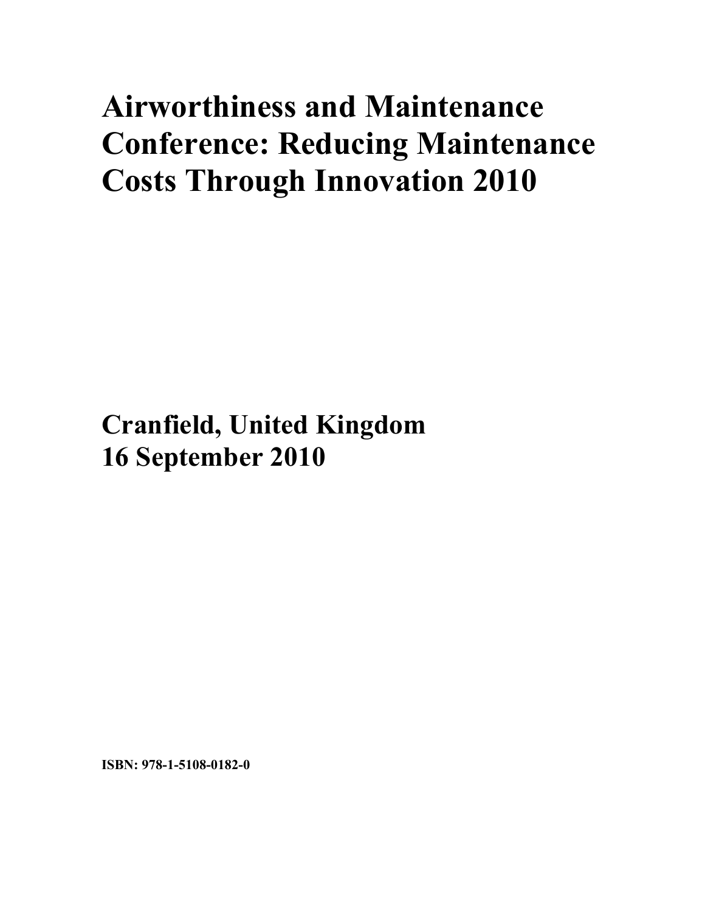# Airworthiness and Maintenance Conference: Reducing Maintenance Costs Through Innovation 2010

## Cranfield, United Kingdom
## 16 September 2010

**ISBN: 978-1-5108-0182-0**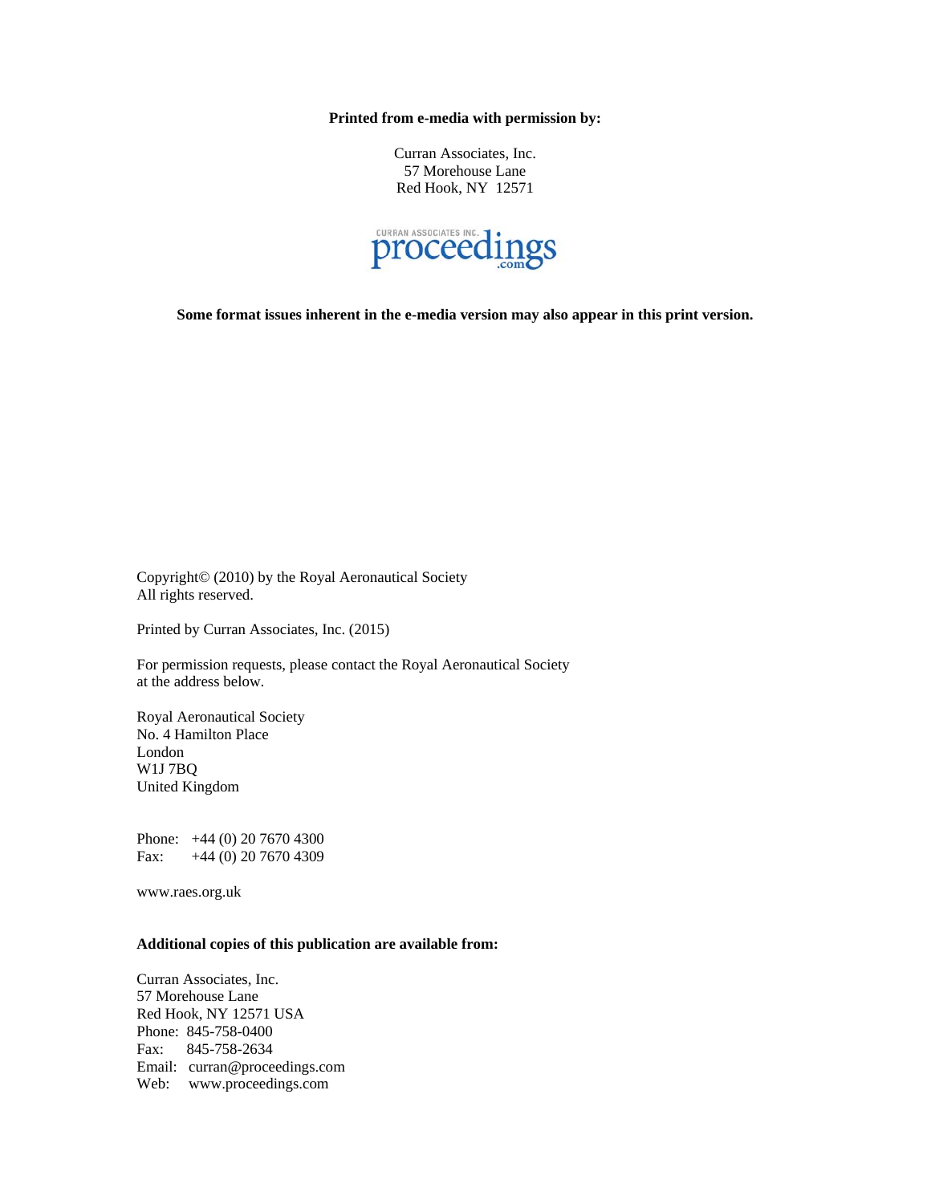**Printed from e-media with permission by:**

Curran Associates, Inc.
57 Morehouse Lane
Red Hook, NY 12571

CURRAN ASSOCIATES INC. proceedings .com

**Some format issues inherent in the e-media version may also appear in this print version.**

Copyright© (2010) by the Royal Aeronautical Society
All rights reserved.

Printed by Curran Associates, Inc. (2015)

For permission requests, please contact the Royal Aeronautical Society
at the address below.

Royal Aeronautical Society
No. 4 Hamilton Place
London
W1J 7BQ
United Kingdom

Phone: +44 (0) 20 7670 4300
Fax: +44 (0) 20 7670 4309

www.raes.org.uk

**Additional copies of this publication are available from:**

Curran Associates, Inc.
57 Morehouse Lane
Red Hook, NY 12571 USA
Phone: 845-758-0400
Fax: 845-758-2634
Email: curran@proceedings.com
Web: www.proceedings.com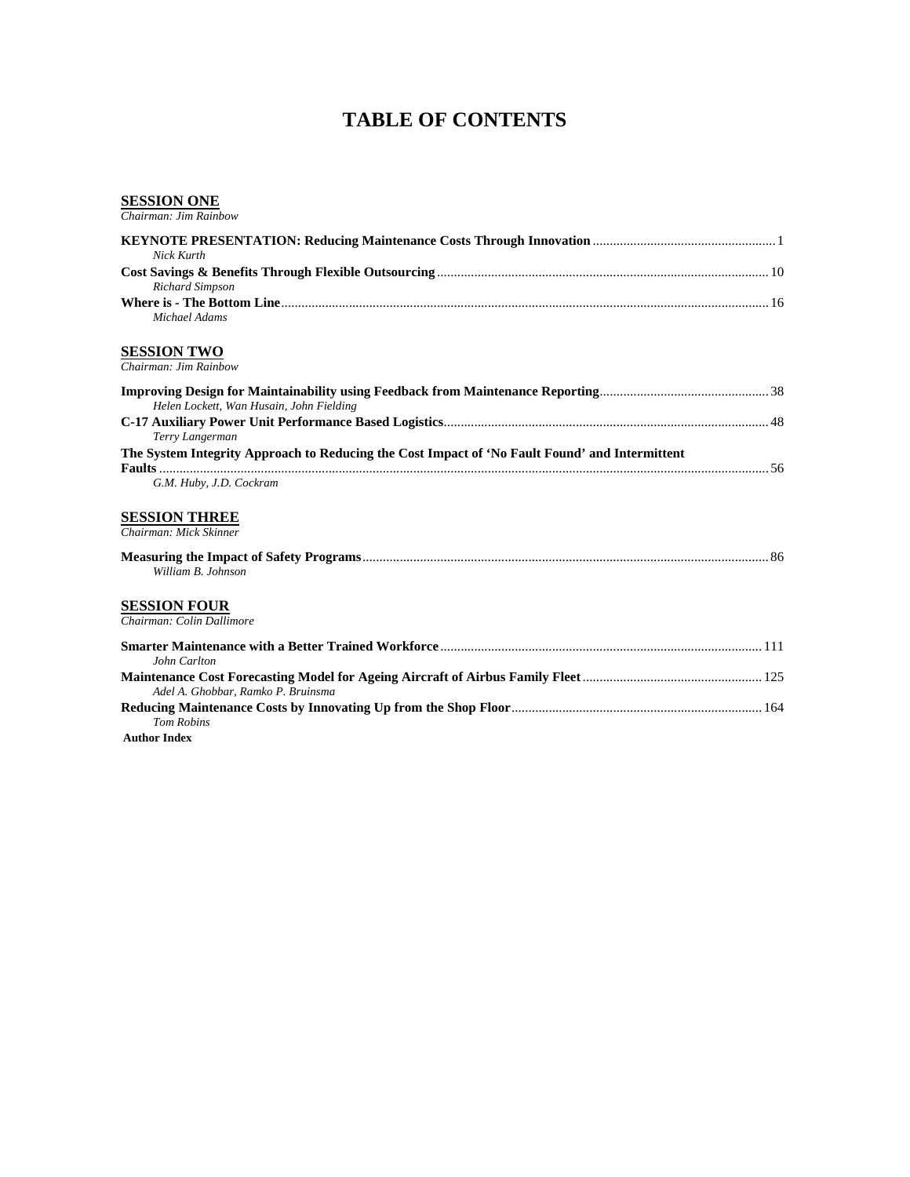# TABLE OF CONTENTS

## SESSION ONE

*Chairman: Jim Rainbow*

**KEYNOTE PRESENTATION: Reducing Maintenance Costs Through Innovation** ..... 1
*Nick Kurth*

**Cost Savings & Benefits Through Flexible Outsourcing** ..... 10
*Richard Simpson*

**Where is - The Bottom Line** ..... 16
*Michael Adams*

## SESSION TWO

*Chairman: Jim Rainbow*

**Improving Design for Maintainability using Feedback from Maintenance Reporting** ..... 38
*Helen Lockett, Wan Husain, John Fielding*

**C-17 Auxiliary Power Unit Performance Based Logistics** ..... 48
*Terry Langerman*

**The System Integrity Approach to Reducing the Cost Impact of 'No Fault Found' and Intermittent Faults** ..... 56
*G.M. Huby, J.D. Cockram*

## SESSION THREE

*Chairman: Mick Skinner*

**Measuring the Impact of Safety Programs** ..... 86
*William B. Johnson*

## SESSION FOUR

*Chairman: Colin Dallimore*

**Smarter Maintenance with a Better Trained Workforce** ..... 111
*John Carlton*

**Maintenance Cost Forecasting Model for Ageing Aircraft of Airbus Family Fleet** ..... 125
*Adel A. Ghobbar, Ramko P. Bruinsma*

**Reducing Maintenance Costs by Innovating Up from the Shop Floor** ..... 164
*Tom Robins*

**Author Index**